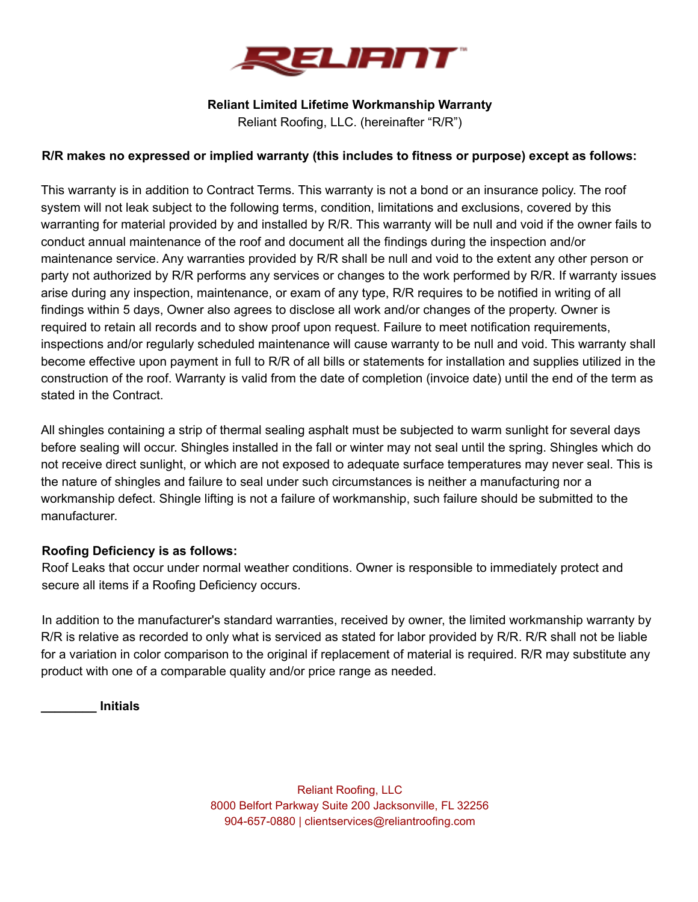# RELIANT

**Reliant Limited Lifetime Workmanship Warranty**

Reliant Roofing, LLC. (hereinafter "R/R")

**R/R makes no expressed or implied warranty (this includes to fitness or purpose) except as follows:**

This warranty is in addition to Contract Terms. This warranty is not a bond or an insurance policy. The roof system will not leak subject to the following terms, condition, limitations and exclusions, covered by this warranting for material provided by and installed by R/R. This warranty will be null and void if the owner fails to conduct annual maintenance of the roof and document all the findings during the inspection and/or maintenance service. Any warranties provided by R/R shall be null and void to the extent any other person or party not authorized by R/R performs any services or changes to the work performed by R/R. If warranty issues arise during any inspection, maintenance, or exam of any type, R/R requires to be notified in writing of all findings within 5 days, Owner also agrees to disclose all work and/or changes of the property. Owner is required to retain all records and to show proof upon request. Failure to meet notification requirements, inspections and/or regularly scheduled maintenance will cause warranty to be null and void. This warranty shall become effective upon payment in full to R/R of all bills or statements for installation and supplies utilized in the construction of the roof. Warranty is valid from the date of completion (invoice date) until the end of the term as stated in the Contract.

All shingles containing a strip of thermal sealing asphalt must be subjected to warm sunlight for several days before sealing will occur. Shingles installed in the fall or winter may not seal until the spring. Shingles which do not receive direct sunlight, or which are not exposed to adequate surface temperatures may never seal. This is the nature of shingles and failure to seal under such circumstances is neither a manufacturing nor a workmanship defect. Shingle lifting is not a failure of workmanship, such failure should be submitted to the manufacturer.

**Roofing Deficiency is as follows:**

Roof Leaks that occur under normal weather conditions. Owner is responsible to immediately protect and secure all items if a Roofing Deficiency occurs.

In addition to the manufacturer's standard warranties, received by owner, the limited workmanship warranty by R/R is relative as recorded to only what is serviced as stated for labor provided by R/R. R/R shall not be liable for a variation in color comparison to the original if replacement of material is required. R/R may substitute any product with one of a comparable quality and/or price range as needed.

**________ Initials**

Reliant Roofing, LLC
8000 Belfort Parkway Suite 200 Jacksonville, FL 32256
904-657-0880 | clientservices@reliantroofing.com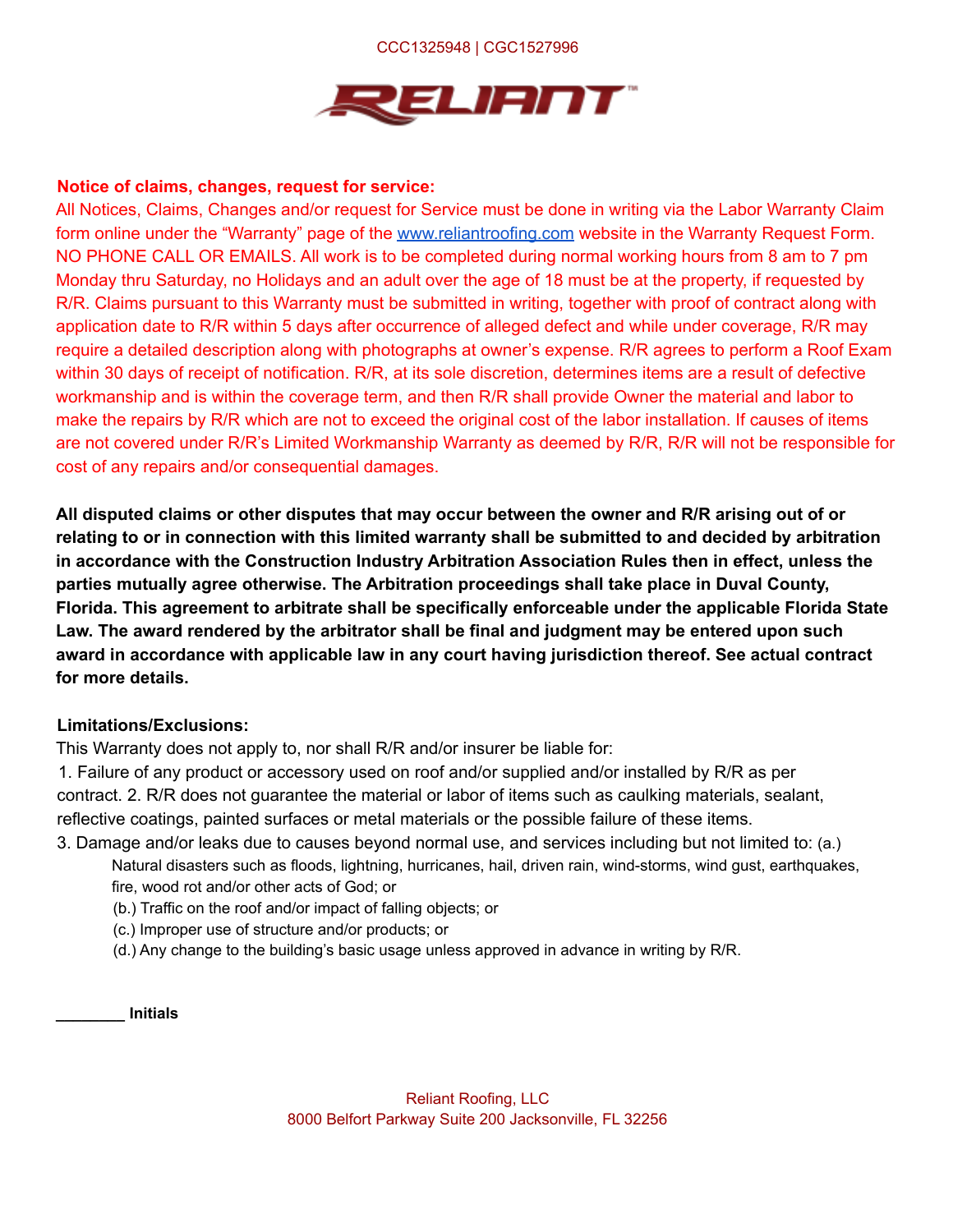CCC1325948 | CGC1527996

RELIANT™

**Notice of claims, changes, request for service:**

All Notices, Claims, Changes and/or request for Service must be done in writing via the Labor Warranty Claim form online under the "Warranty" page of the [www.reliantroofing.com](http://www.reliantroofing.com) website in the Warranty Request Form. NO PHONE CALL OR EMAILS. All work is to be completed during normal working hours from 8 am to 7 pm Monday thru Saturday, no Holidays and an adult over the age of 18 must be at the property, if requested by R/R. Claims pursuant to this Warranty must be submitted in writing, together with proof of contract along with application date to R/R within 5 days after occurrence of alleged defect and while under coverage, R/R may require a detailed description along with photographs at owner's expense. R/R agrees to perform a Roof Exam within 30 days of receipt of notification. R/R, at its sole discretion, determines items are a result of defective workmanship and is within the coverage term, and then R/R shall provide Owner the material and labor to make the repairs by R/R which are not to exceed the original cost of the labor installation. If causes of items are not covered under R/R's Limited Workmanship Warranty as deemed by R/R, R/R will not be responsible for cost of any repairs and/or consequential damages.

**All disputed claims or other disputes that may occur between the owner and R/R arising out of or relating to or in connection with this limited warranty shall be submitted to and decided by arbitration in accordance with the Construction Industry Arbitration Association Rules then in effect, unless the parties mutually agree otherwise. The Arbitration proceedings shall take place in Duval County, Florida. This agreement to arbitrate shall be specifically enforceable under the applicable Florida State Law. The award rendered by the arbitrator shall be final and judgment may be entered upon such award in accordance with applicable law in any court having jurisdiction thereof. See actual contract for more details.**

**Limitations/Exclusions:**

This Warranty does not apply to, nor shall R/R and/or insurer be liable for:

1. Failure of any product or accessory used on roof and/or supplied and/or installed by R/R as per contract. 2. R/R does not guarantee the material or labor of items such as caulking materials, sealant, reflective coatings, painted surfaces or metal materials or the possible failure of these items.
3. Damage and/or leaks due to causes beyond normal use, and services including but not limited to: (a.) Natural disasters such as floods, lightning, hurricanes, hail, driven rain, wind-storms, wind gust, earthquakes, fire, wood rot and/or other acts of God; or
   (b.) Traffic on the roof and/or impact of falling objects; or
   (c.) Improper use of structure and/or products; or
   (d.) Any change to the building's basic usage unless approved in advance in writing by R/R.

________ **Initials**

Reliant Roofing, LLC
8000 Belfort Parkway Suite 200 Jacksonville, FL 32256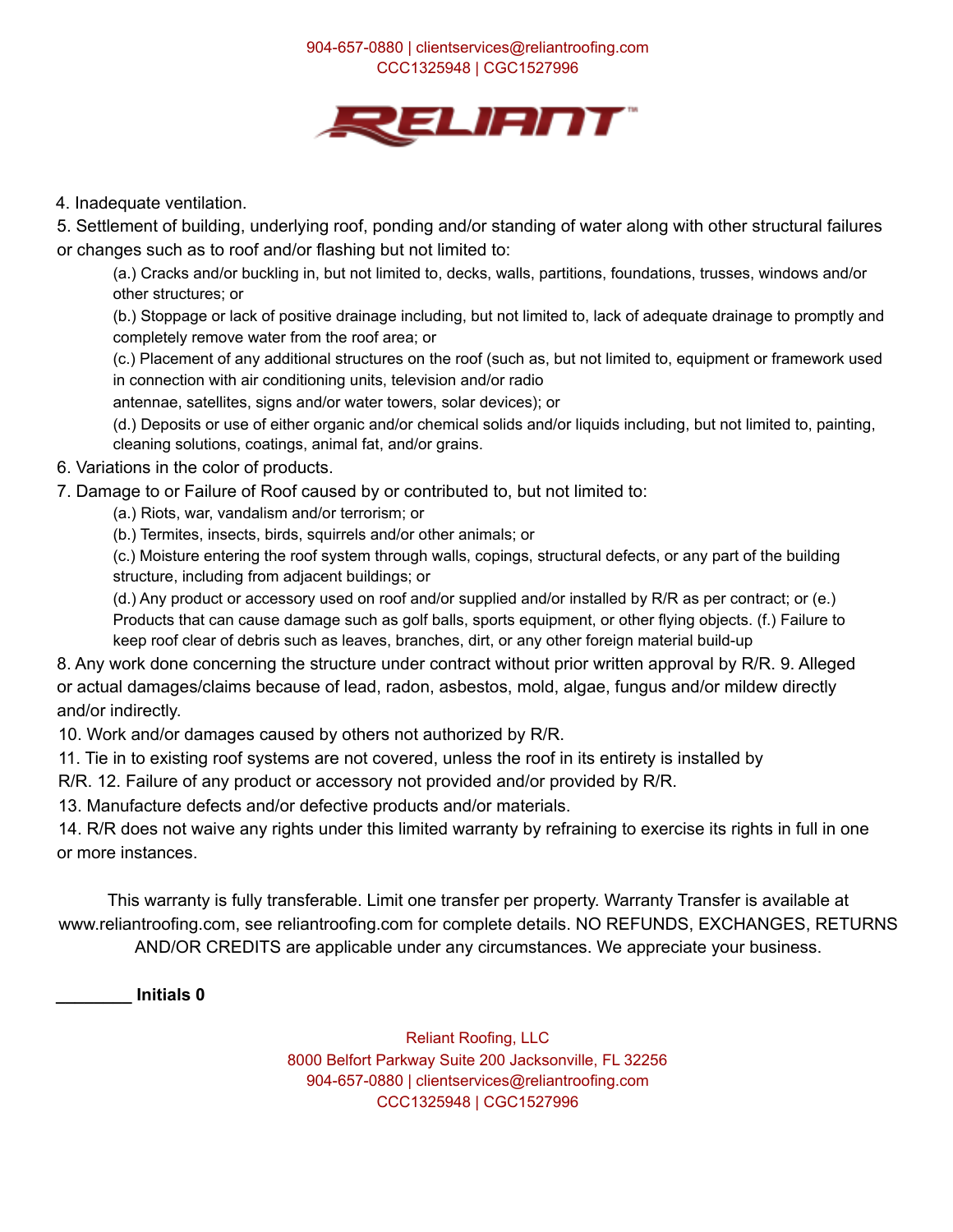4. Inadequate ventilation.
5. Settlement of building, underlying roof, ponding and/or standing of water along with other structural failures or changes such as to roof and/or flashing but not limited to:
   (a.) Cracks and/or buckling in, but not limited to, decks, walls, partitions, foundations, trusses, windows and/or other structures; or
   (b.) Stoppage or lack of positive drainage including, but not limited to, lack of adequate drainage to promptly and completely remove water from the roof area; or
   (c.) Placement of any additional structures on the roof (such as, but not limited to, equipment or framework used in connection with air conditioning units, television and/or radio antennae, satellites, signs and/or water towers, solar devices); or
   (d.) Deposits or use of either organic and/or chemical solids and/or liquids including, but not limited to, painting, cleaning solutions, coatings, animal fat, and/or grains.
6. Variations in the color of products.
7. Damage to or Failure of Roof caused by or contributed to, but not limited to:
   (a.) Riots, war, vandalism and/or terrorism; or
   (b.) Termites, insects, birds, squirrels and/or other animals; or
   (c.) Moisture entering the roof system through walls, copings, structural defects, or any part of the building structure, including from adjacent buildings; or
   (d.) Any product or accessory used on roof and/or supplied and/or installed by R/R as per contract; or (e.) Products that can cause damage such as golf balls, sports equipment, or other flying objects. (f.) Failure to keep roof clear of debris such as leaves, branches, dirt, or any other foreign material build-up
8. Any work done concerning the structure under contract without prior written approval by R/R. 9. Alleged or actual damages/claims because of lead, radon, asbestos, mold, algae, fungus and/or mildew directly and/or indirectly.
10. Work and/or damages caused by others not authorized by R/R.
11. Tie in to existing roof systems are not covered, unless the roof in its entirety is installed by R/R. 12. Failure of any product or accessory not provided and/or provided by R/R.
13. Manufacture defects and/or defective products and/or materials.
14. R/R does not waive any rights under this limited warranty by refraining to exercise its rights in full in one or more instances.

This warranty is fully transferable. Limit one transfer per property. Warranty Transfer is available at www.reliantroofing.com, see reliantroofing.com for complete details. NO REFUNDS, EXCHANGES, RETURNS AND/OR CREDITS are applicable under any circumstances. We appreciate your business.

________ **Initials 0**

Reliant Roofing, LLC
8000 Belfort Parkway Suite 200 Jacksonville, FL 32256
904-657-0880 | clientservices@reliantroofing.com
CCC1325948 | CGC1527996